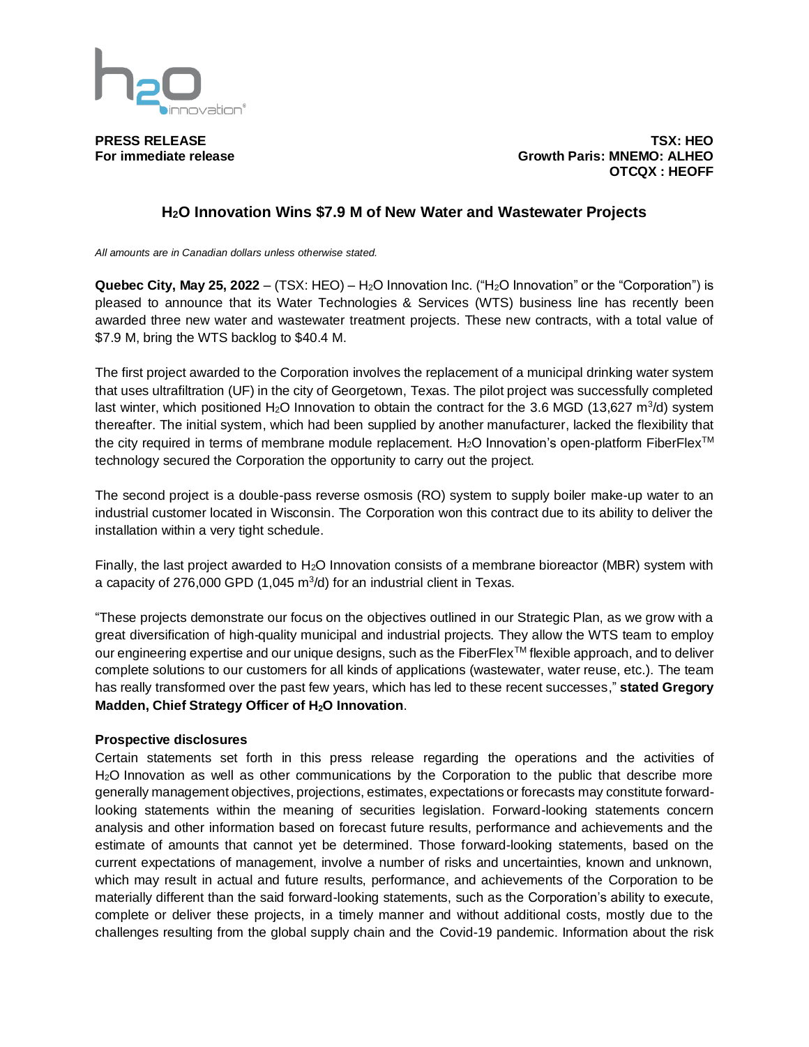**PRESS RELEASE**
**For immediate release**

**TSX: HEO**
**Growth Paris: MNEMO: ALHEO**
**OTCQX : HEOFF**

# $H_2O$ Innovation Wins $7.9 M of New Water and Wastewater Projects

*All amounts are in Canadian dollars unless otherwise stated.*

**Quebec City, May 25, 2022** – (TSX: HEO) – $H_2O$ Innovation Inc. ("$H_2O$ Innovation" or the "Corporation") is pleased to announce that its Water Technologies & Services (WTS) business line has recently been awarded three new water and wastewater treatment projects. These new contracts, with a total value of $7.9 M, bring the WTS backlog to $40.4 M.

The first project awarded to the Corporation involves the replacement of a municipal drinking water system that uses ultrafiltration (UF) in the city of Georgetown, Texas. The pilot project was successfully completed last winter, which positioned $H_2O$ Innovation to obtain the contract for the 3.6 MGD (13,627 $m^3$/d) system thereafter. The initial system, which had been supplied by another manufacturer, lacked the flexibility that the city required in terms of membrane module replacement. $H_2O$ Innovation's open-platform FiberFlex™ technology secured the Corporation the opportunity to carry out the project.

The second project is a double-pass reverse osmosis (RO) system to supply boiler make-up water to an industrial customer located in Wisconsin. The Corporation won this contract due to its ability to deliver the installation within a very tight schedule.

Finally, the last project awarded to $H_2O$ Innovation consists of a membrane bioreactor (MBR) system with a capacity of 276,000 GPD (1,045 $m^3$/d) for an industrial client in Texas.

"These projects demonstrate our focus on the objectives outlined in our Strategic Plan, as we grow with a great diversification of high-quality municipal and industrial projects. They allow the WTS team to employ our engineering expertise and our unique designs, such as the FiberFlex™ flexible approach, and to deliver complete solutions to our customers for all kinds of applications (wastewater, water reuse, etc.). The team has really transformed over the past few years, which has led to these recent successes," **stated Gregory Madden, Chief Strategy Officer of $H_2O$ Innovation**.

**Prospective disclosures**

Certain statements set forth in this press release regarding the operations and the activities of $H_2O$ Innovation as well as other communications by the Corporation to the public that describe more generally management objectives, projections, estimates, expectations or forecasts may constitute forward-looking statements within the meaning of securities legislation. Forward-looking statements concern analysis and other information based on forecast future results, performance and achievements and the estimate of amounts that cannot yet be determined. Those forward-looking statements, based on the current expectations of management, involve a number of risks and uncertainties, known and unknown, which may result in actual and future results, performance, and achievements of the Corporation to be materially different than the said forward-looking statements, such as the Corporation's ability to execute, complete or deliver these projects, in a timely manner and without additional costs, mostly due to the challenges resulting from the global supply chain and the Covid-19 pandemic. Information about the risk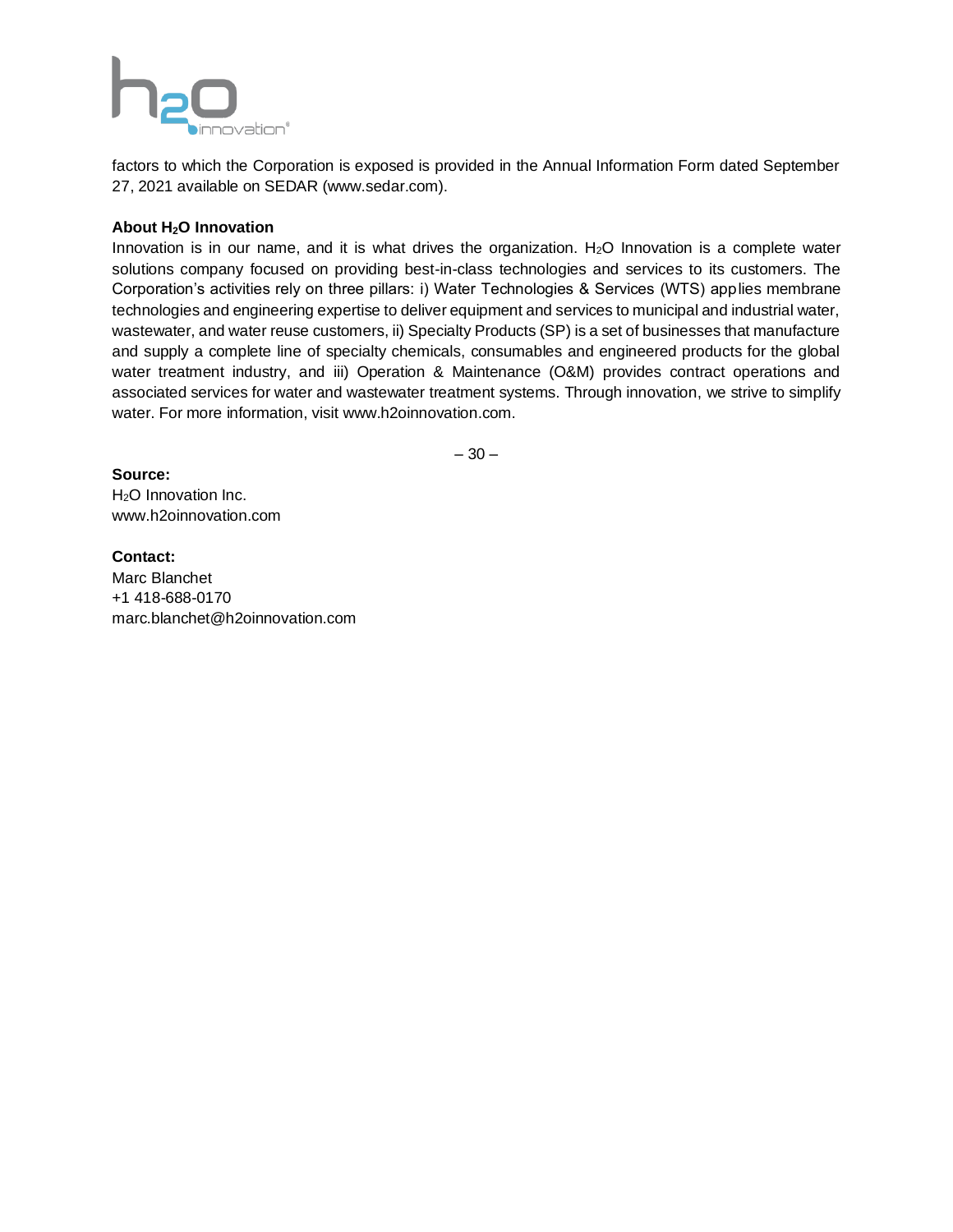factors to which the Corporation is exposed is provided in the Annual Information Form dated September 27, 2021 available on SEDAR (www.sedar.com).

**About $H_2O$ Innovation**

Innovation is in our name, and it is what drives the organization. $H_2O$ Innovation is a complete water solutions company focused on providing best-in-class technologies and services to its customers. The Corporation's activities rely on three pillars: i) Water Technologies & Services (WTS) applies membrane technologies and engineering expertise to deliver equipment and services to municipal and industrial water, wastewater, and water reuse customers, ii) Specialty Products (SP) is a set of businesses that manufacture and supply a complete line of specialty chemicals, consumables and engineered products for the global water treatment industry, and iii) Operation & Maintenance (O&M) provides contract operations and associated services for water and wastewater treatment systems. Through innovation, we strive to simplify water. For more information, visit www.h2oinnovation.com.

– 30 –

**Source:**
$H_2O$ Innovation Inc.
www.h2oinnovation.com

**Contact:**
Marc Blanchet
+1 418-688-0170
marc.blanchet@h2oinnovation.com